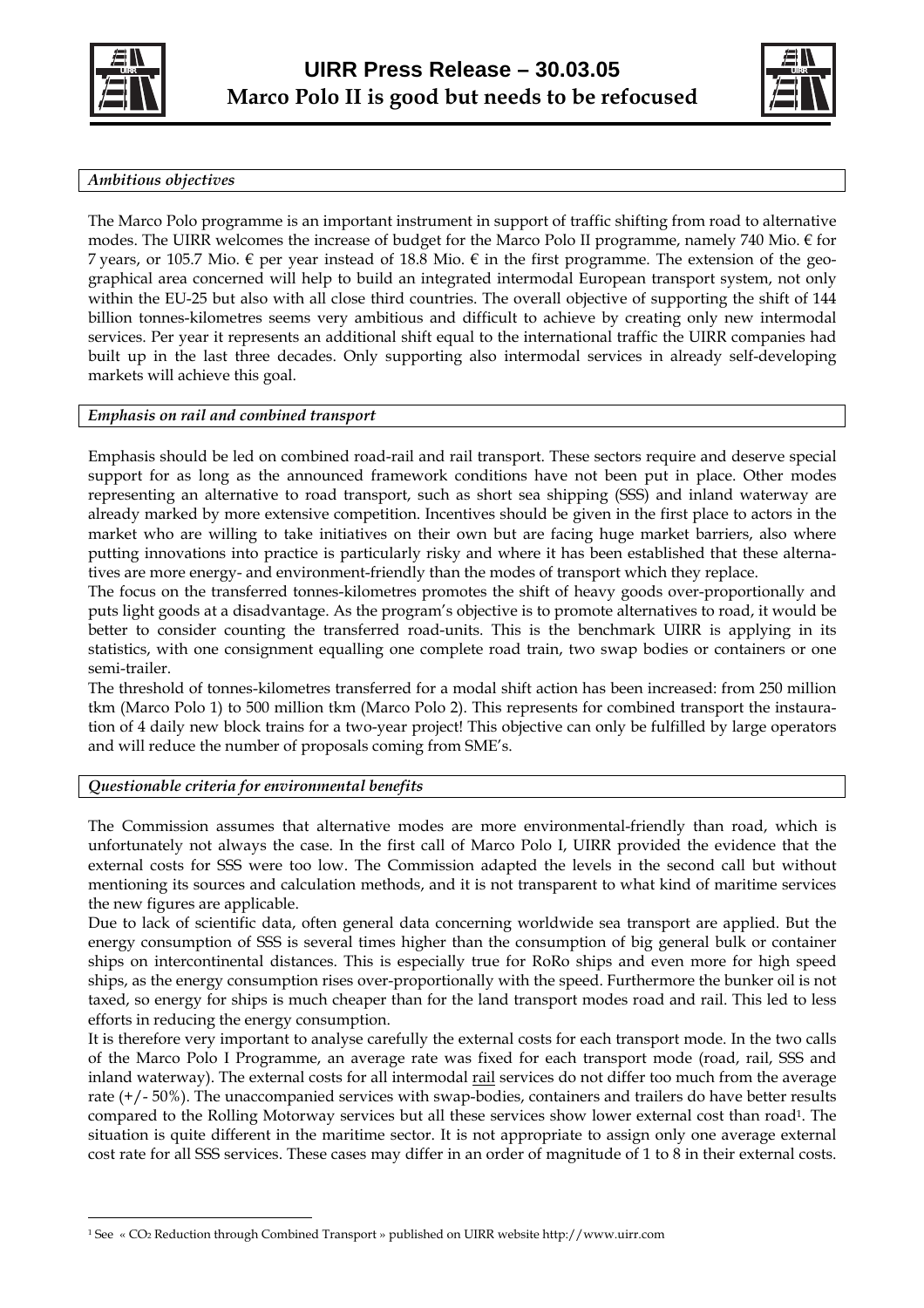# UIRR Press Release – 30.03.05
## Marco Polo II is good but needs to be refocused

### *Ambitious objectives*

The Marco Polo programme is an important instrument in support of traffic shifting from road to alternative modes. The UIRR welcomes the increase of budget for the Marco Polo II programme, namely 740 Mio. € for 7 years, or 105.7 Mio. € per year instead of 18.8 Mio. € in the first programme. The extension of the geographical area concerned will help to build an integrated intermodal European transport system, not only within the EU-25 but also with all close third countries. The overall objective of supporting the shift of 144 billion tonnes-kilometres seems very ambitious and difficult to achieve by creating only new intermodal services. Per year it represents an additional shift equal to the international traffic the UIRR companies had built up in the last three decades. Only supporting also intermodal services in already self-developing markets will achieve this goal.

### *Emphasis on rail and combined transport*

Emphasis should be led on combined road-rail and rail transport. These sectors require and deserve special support for as long as the announced framework conditions have not been put in place. Other modes representing an alternative to road transport, such as short sea shipping (SSS) and inland waterway are already marked by more extensive competition. Incentives should be given in the first place to actors in the market who are willing to take initiatives on their own but are facing huge market barriers, also where putting innovations into practice is particularly risky and where it has been established that these alternatives are more energy- and environment-friendly than the modes of transport which they replace.

The focus on the transferred tonnes-kilometres promotes the shift of heavy goods over-proportionally and puts light goods at a disadvantage. As the program's objective is to promote alternatives to road, it would be better to consider counting the transferred road-units. This is the benchmark UIRR is applying in its statistics, with one consignment equalling one complete road train, two swap bodies or containers or one semi-trailer.

The threshold of tonnes-kilometres transferred for a modal shift action has been increased: from 250 million tkm (Marco Polo 1) to 500 million tkm (Marco Polo 2). This represents for combined transport the instauration of 4 daily new block trains for a two-year project! This objective can only be fulfilled by large operators and will reduce the number of proposals coming from SME's.

### *Questionable criteria for environmental benefits*

The Commission assumes that alternative modes are more environmental-friendly than road, which is unfortunately not always the case. In the first call of Marco Polo I, UIRR provided the evidence that the external costs for SSS were too low. The Commission adapted the levels in the second call but without mentioning its sources and calculation methods, and it is not transparent to what kind of maritime services the new figures are applicable.

Due to lack of scientific data, often general data concerning worldwide sea transport are applied. But the energy consumption of SSS is several times higher than the consumption of big general bulk or container ships on intercontinental distances. This is especially true for RoRo ships and even more for high speed ships, as the energy consumption rises over-proportionally with the speed. Furthermore the bunker oil is not taxed, so energy for ships is much cheaper than for the land transport modes road and rail. This led to less efforts in reducing the energy consumption.

It is therefore very important to analyse carefully the external costs for each transport mode. In the two calls of the Marco Polo I Programme, an average rate was fixed for each transport mode (road, rail, SSS and inland waterway). The external costs for all intermodal rail services do not differ too much from the average rate (+/- 50%). The unaccompanied services with swap-bodies, containers and trailers do have better results compared to the Rolling Motorway services but all these services show lower external cost than road[1]. The situation is quite different in the maritime sector. It is not appropriate to assign only one average external cost rate for all SSS services. These cases may differ in an order of magnitude of 1 to 8 in their external costs.

[1] See « $CO_2$ Reduction through Combined Transport » published on UIRR website http://www.uirr.com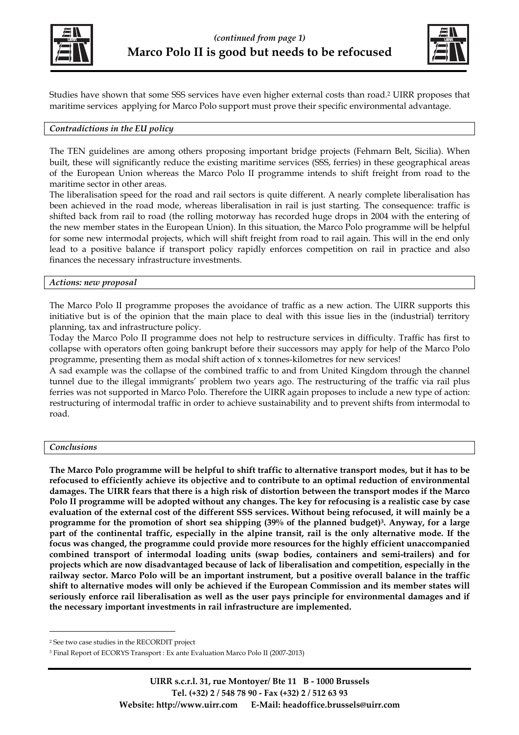*(continued from page 1)*

# Marco Polo II is good but needs to be refocused

Studies have shown that some SSS services have even higher external costs than road.[2] UIRR proposes that maritime services applying for Marco Polo support must prove their specific environmental advantage.

## *Contradictions in the EU policy*

The TEN guidelines are among others proposing important bridge projects (Fehmarn Belt, Sicilia). When built, these will significantly reduce the existing maritime services (SSS, ferries) in these geographical areas of the European Union whereas the Marco Polo II programme intends to shift freight from road to the maritime sector in other areas.

The liberalisation speed for the road and rail sectors is quite different. A nearly complete liberalisation has been achieved in the road mode, whereas liberalisation in rail is just starting. The consequence: traffic is shifted back from rail to road (the rolling motorway has recorded huge drops in 2004 with the entering of the new member states in the European Union). In this situation, the Marco Polo programme will be helpful for some new intermodal projects, which will shift freight from road to rail again. This will in the end only lead to a positive balance if transport policy rapidly enforces competition on rail in practice and also finances the necessary infrastructure investments.

## *Actions: new proposal*

The Marco Polo II programme proposes the avoidance of traffic as a new action. The UIRR supports this initiative but is of the opinion that the main place to deal with this issue lies in the (industrial) territory planning, tax and infrastructure policy.

Today the Marco Polo II programme does not help to restructure services in difficulty. Traffic has first to collapse with operators often going bankrupt before their successors may apply for help of the Marco Polo programme, presenting them as modal shift action of x tonnes-kilometres for new services!

A sad example was the collapse of the combined traffic to and from United Kingdom through the channel tunnel due to the illegal immigrants' problem two years ago. The restructuring of the traffic via rail plus ferries was not supported in Marco Polo. Therefore the UIRR again proposes to include a new type of action: restructuring of intermodal traffic in order to achieve sustainability and to prevent shifts from intermodal to road.

## *Conclusions*

**The Marco Polo programme will be helpful to shift traffic to alternative transport modes, but it has to be refocused to efficiently achieve its objective and to contribute to an optimal reduction of environmental damages. The UIRR fears that there is a high risk of distortion between the transport modes if the Marco Polo II programme will be adopted without any changes. The key for refocusing is a realistic case by case evaluation of the external cost of the different SSS services. Without being refocused, it will mainly be a programme for the promotion of short sea shipping (39% of the planned budget)[3]. Anyway, for a large part of the continental traffic, especially in the alpine transit, rail is the only alternative mode. If the focus was changed, the programme could provide more resources for the highly efficient unaccompanied combined transport of intermodal loading units (swap bodies, containers and semi-trailers) and for projects which are now disadvantaged because of lack of liberalisation and competition, especially in the railway sector. Marco Polo will be an important instrument, but a positive overall balance in the traffic shift to alternative modes will only be achieved if the European Commission and its member states will seriously enforce rail liberalisation as well as the user pays principle for environmental damages and if the necessary important investments in rail infrastructure are implemented.**

---

[2] See two case studies in the RECORDIT project

[3] Final Report of ECORYS Transport : Ex ante Evaluation Marco Polo II (2007-2013)

**UIRR s.c.r.l. 31, rue Montoyer/ Bte 11 B - 1000 Brussels**
**Tel. (+32) 2 / 548 78 90 - Fax (+32) 2 / 512 63 93**
**Website: http://www.uirr.com E-Mail: headoffice.brussels@uirr.com**